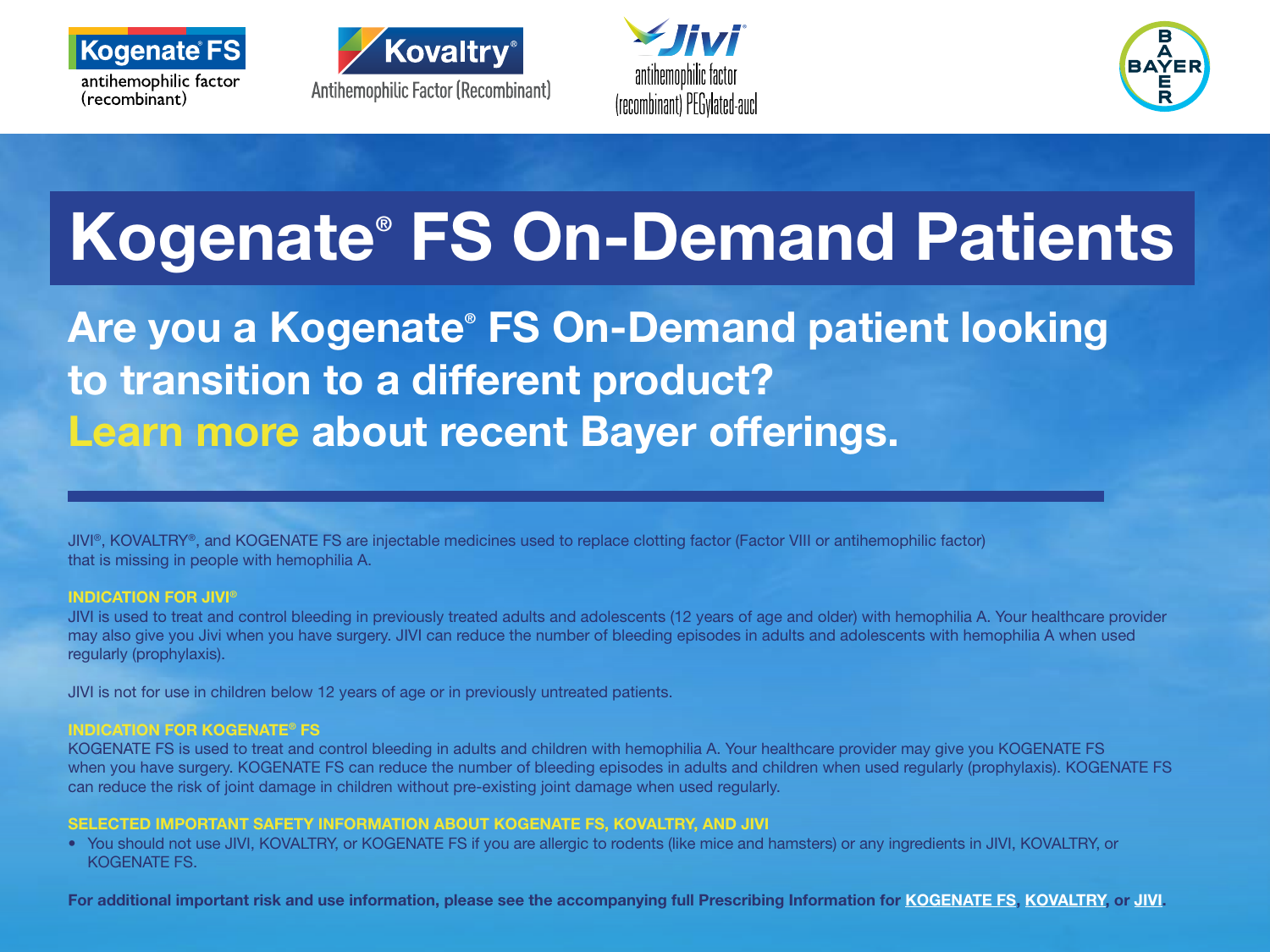Kogenate® FS antihemophilic factor (recombinant)

Kovaltry® Antihemophilic Factor (Recombinant)

Jivi® antihemophilic factor (recombinant) PEGylated-aucl

BAYER

# Kogenate® FS On-Demand Patients

## Are you a Kogenate® FS On-Demand patient looking to transition to a different product? Learn more about recent Bayer offerings.

JIVI®, KOVALTRY®, and KOGENATE FS are injectable medicines used to replace clotting factor (Factor VIII or antihemophilic factor) that is missing in people with hemophilia A.

**INDICATION FOR JIVI®**

JIVI is used to treat and control bleeding in previously treated adults and adolescents (12 years of age and older) with hemophilia A. Your healthcare provider may also give you Jivi when you have surgery. JIVI can reduce the number of bleeding episodes in adults and adolescents with hemophilia A when used regularly (prophylaxis).

JIVI is not for use in children below 12 years of age or in previously untreated patients.

**INDICATION FOR KOGENATE® FS**

KOGENATE FS is used to treat and control bleeding in adults and children with hemophilia A. Your healthcare provider may give you KOGENATE FS when you have surgery. KOGENATE FS can reduce the number of bleeding episodes in adults and children when used regularly (prophylaxis). KOGENATE FS can reduce the risk of joint damage in children without pre-existing joint damage when used regularly.

**SELECTED IMPORTANT SAFETY INFORMATION ABOUT KOGENATE FS, KOVALTRY, AND JIVI**

- You should not use JIVI, KOVALTRY, or KOGENATE FS if you are allergic to rodents (like mice and hamsters) or any ingredients in JIVI, KOVALTRY, or KOGENATE FS.

**For additional important risk and use information, please see the accompanying full Prescribing Information for KOGENATE FS, KOVALTRY, or JIVI.**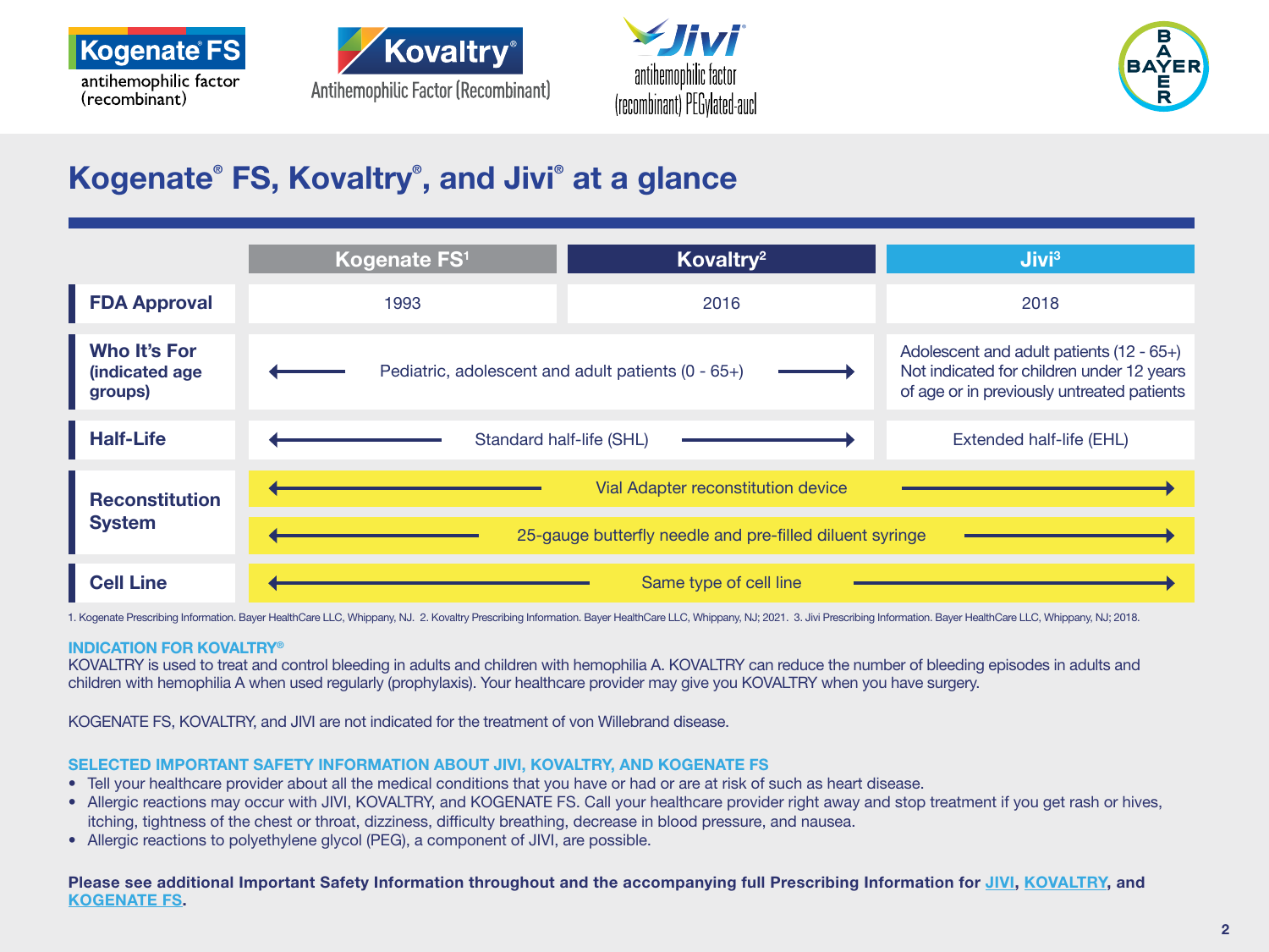Kogenate® FS antihemophilic factor (recombinant)

Kovaltry® Antihemophilic Factor (Recombinant)

Jivi® antihemophilic factor (recombinant) PEGylated-aucl

BAYER

# Kogenate® FS, Kovaltry®, and Jivi® at a glance

| | Kogenate FS[1] | Kovaltry[2] | Jivi[3] |
|---|---|---|---|
| **FDA Approval** | 1993 | 2016 | 2018 |
| **Who It's For (indicated age groups)** | ⟵ Pediatric, adolescent and adult patients (0 - 65+) ⟶ | | Adolescent and adult patients (12 - 65+) Not indicated for children under 12 years of age or in previously untreated patients |
| **Half-Life** | ⟵ Standard half-life (SHL) ⟶ | | Extended half-life (EHL) |
| **Reconstitution System** | ⟵ Vial Adapter reconstitution device ⟶ | | |
| | ⟵ 25-gauge butterfly needle and pre-filled diluent syringe ⟶ | | |
| **Cell Line** | ⟵ Same type of cell line ⟶ | | |

1. Kogenate Prescribing Information. Bayer HealthCare LLC, Whippany, NJ. 2. Kovaltry Prescribing Information. Bayer HealthCare LLC, Whippany, NJ; 2021. 3. Jivi Prescribing Information. Bayer HealthCare LLC, Whippany, NJ; 2018.

**INDICATION FOR KOVALTRY®**

KOVALTRY is used to treat and control bleeding in adults and children with hemophilia A. KOVALTRY can reduce the number of bleeding episodes in adults and children with hemophilia A when used regularly (prophylaxis). Your healthcare provider may give you KOVALTRY when you have surgery.

KOGENATE FS, KOVALTRY, and JIVI are not indicated for the treatment of von Willebrand disease.

**SELECTED IMPORTANT SAFETY INFORMATION ABOUT JIVI, KOVALTRY, AND KOGENATE FS**

- Tell your healthcare provider about all the medical conditions that you have or had or are at risk of such as heart disease.
- Allergic reactions may occur with JIVI, KOVALTRY, and KOGENATE FS. Call your healthcare provider right away and stop treatment if you get rash or hives, itching, tightness of the chest or throat, dizziness, difficulty breathing, decrease in blood pressure, and nausea.
- Allergic reactions to polyethylene glycol (PEG), a component of JIVI, are possible.

**Please see additional Important Safety Information throughout and the accompanying full Prescribing Information for JIVI, KOVALTRY, and KOGENATE FS.**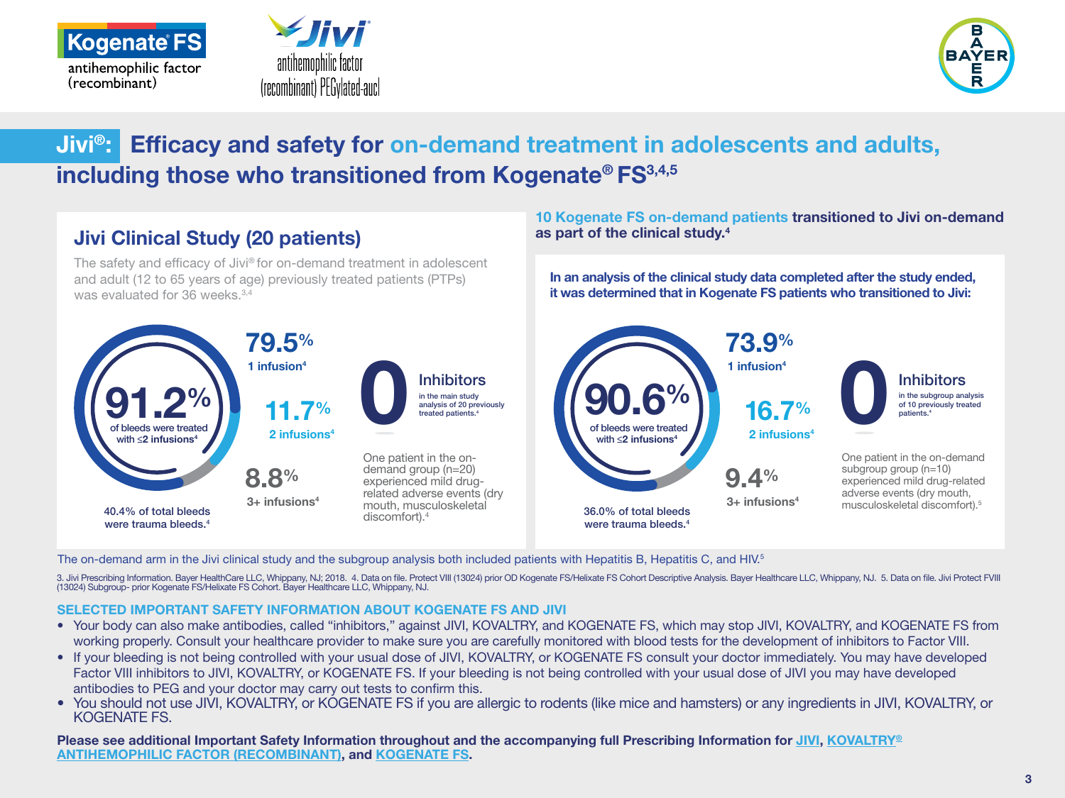Kogenate® FS antihemophilic factor (recombinant)

Jivi® antihemophilic factor (recombinant) PEGylated-aucl

# Jivi®: Efficacy and safety for on-demand treatment in adolescents and adults, including those who transitioned from Kogenate® FS[3,4,5]

## Jivi Clinical Study (20 patients)

The safety and efficacy of Jivi® for on-demand treatment in adolescent and adult (12 to 65 years of age) previously treated patients (PTPs) was evaluated for 36 weeks.[3,4]

**91.2%** of bleeds were treated with ≤2 infusions[4]

- **79.5%** 1 infusion[4]
- **11.7%** 2 infusions[4]
- **8.8%** 3+ infusions[4]

40.4% of total bleeds were trauma bleeds.[4]

**0** Inhibitors in the main study analysis of 20 previously treated patients.[4]

One patient in the on-demand group (n=20) experienced mild drug-related adverse events (dry mouth, musculoskeletal discomfort).[4]

## 10 Kogenate FS on-demand patients transitioned to Jivi on-demand as part of the clinical study.[4]

**In an analysis of the clinical study data completed after the study ended, it was determined that in Kogenate FS patients who transitioned to Jivi:**

**90.6%** of bleeds were treated with ≤2 infusions[4]

- **73.9%** 1 infusion[4]
- **16.7%** 2 infusions[4]
- **9.4%** 3+ infusions[4]

36.0% of total bleeds were trauma bleeds.[4]

**0** Inhibitors in the subgroup analysis of 10 previously treated patients.[4]

One patient in the on-demand subgroup group (n=10) experienced mild drug-related adverse events (dry mouth, musculoskeletal discomfort).[5]

The on-demand arm in the Jivi clinical study and the subgroup analysis both included patients with Hepatitis B, Hepatitis C, and HIV.[5]

3. Jivi Prescribing Information. Bayer HealthCare LLC, Whippany, NJ; 2018. 4. Data on file. Protect VIII (13024) prior OD Kogenate FS/Helixate FS Cohort Descriptive Analysis. Bayer Healthcare LLC, Whippany, NJ. 5. Data on file. Jivi Protect FVIII (13024) Subgroup- prior Kogenate FS/Helixate FS Cohort. Bayer Healthcare LLC, Whippany, NJ.

**SELECTED IMPORTANT SAFETY INFORMATION ABOUT KOGENATE FS AND JIVI**

- Your body can also make antibodies, called "inhibitors," against JIVI, KOVALTRY, and KOGENATE FS, which may stop JIVI, KOVALTRY, and KOGENATE FS from working properly. Consult your healthcare provider to make sure you are carefully monitored with blood tests for the development of inhibitors to Factor VIII.
- If your bleeding is not being controlled with your usual dose of JIVI, KOVALTRY, or KOGENATE FS consult your doctor immediately. You may have developed Factor VIII inhibitors to JIVI, KOVALTRY, or KOGENATE FS. If your bleeding is not being controlled with your usual dose of JIVI you may have developed antibodies to PEG and your doctor may carry out tests to confirm this.
- You should not use JIVI, KOVALTRY, or KOGENATE FS if you are allergic to rodents (like mice and hamsters) or any ingredients in JIVI, KOVALTRY, or KOGENATE FS.

**Please see additional Important Safety Information throughout and the accompanying full Prescribing Information for JIVI, KOVALTRY® ANTIHEMOPHILIC FACTOR (RECOMBINANT), and KOGENATE FS.**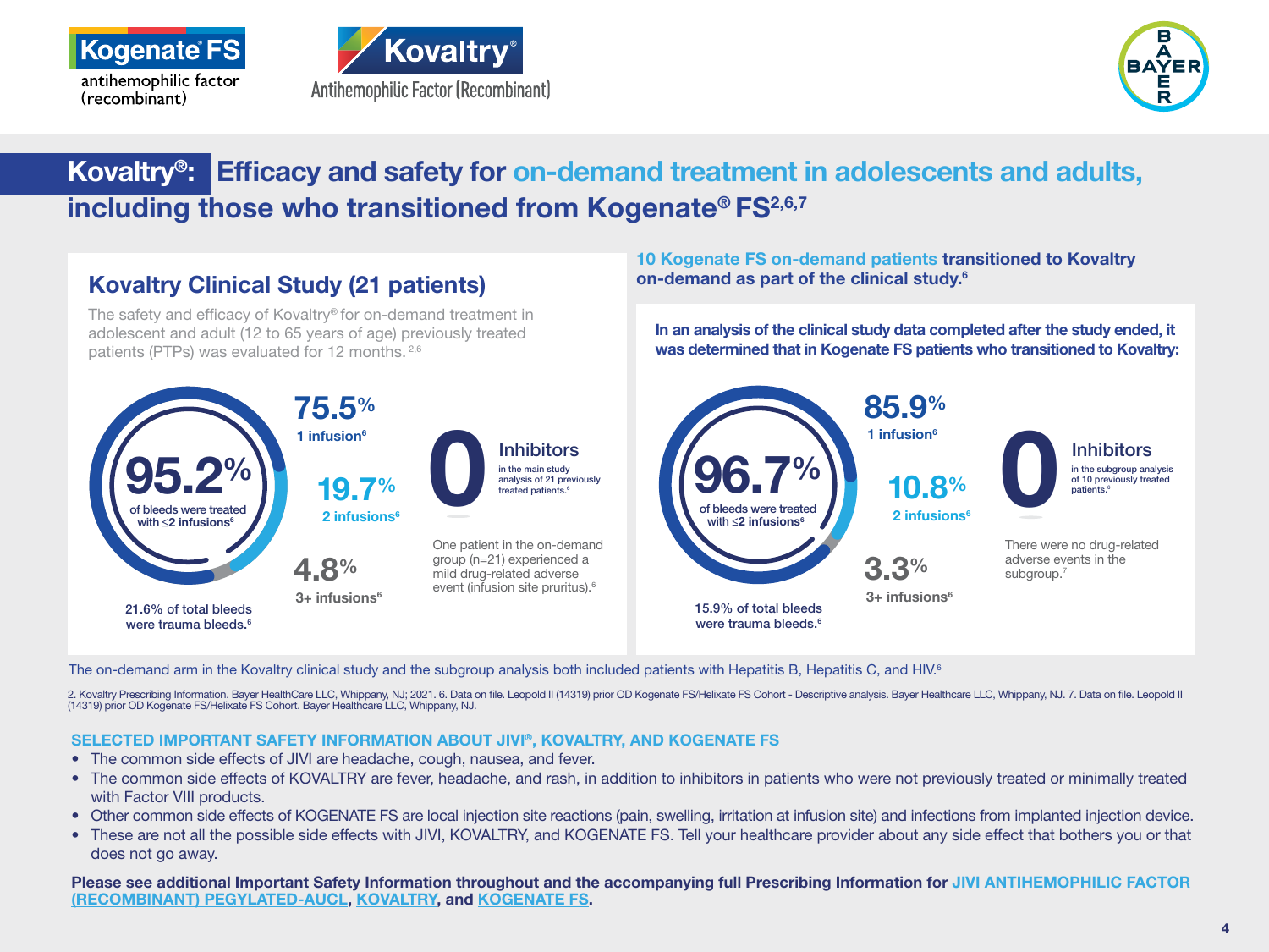Kogenate® FS antihemophilic factor (recombinant)

Kovaltry® Antihemophilic Factor (Recombinant)

BAYER

# Kovaltry®: Efficacy and safety for on-demand treatment in adolescents and adults, including those who transitioned from Kogenate® FS[2,6,7]

## Kovaltry Clinical Study (21 patients)

The safety and efficacy of Kovaltry® for on-demand treatment in adolescent and adult (12 to 65 years of age) previously treated patients (PTPs) was evaluated for 12 months.[2,6]

**95.2%** of bleeds were treated with ≤2 infusions[6]

**75.5%** 1 infusion[6]

**19.7%** 2 infusions[6]

**4.8%** 3+ infusions[6]

21.6% of total bleeds were trauma bleeds.[6]

**0** Inhibitors in the main study analysis of 21 previously treated patients.[6]

One patient in the on-demand group (n=21) experienced a mild drug-related adverse event (infusion site pruritus).[6]

## 10 Kogenate FS on-demand patients transitioned to Kovaltry on-demand as part of the clinical study.[6]

**In an analysis of the clinical study data completed after the study ended, it was determined that in Kogenate FS patients who transitioned to Kovaltry:**

**96.7%** of bleeds were treated with ≤2 infusions[6]

**85.9%** 1 infusion[6]

**10.8%** 2 infusions[6]

**3.3%** 3+ infusions[6]

15.9% of total bleeds were trauma bleeds.[6]

**0** Inhibitors in the subgroup analysis of 10 previously treated patients.[6]

There were no drug-related adverse events in the subgroup.[7]

The on-demand arm in the Kovaltry clinical study and the subgroup analysis both included patients with Hepatitis B, Hepatitis C, and HIV.[6]

2. Kovaltry Prescribing Information. Bayer HealthCare LLC, Whippany, NJ; 2021. 6. Data on file. Leopold II (14319) prior OD Kogenate FS/Helixate FS Cohort - Descriptive analysis. Bayer Healthcare LLC, Whippany, NJ. 7. Data on file. Leopold II (14319) prior OD Kogenate FS/Helixate FS Cohort. Bayer Healthcare LLC, Whippany, NJ.

### SELECTED IMPORTANT SAFETY INFORMATION ABOUT JIVI®, KOVALTRY, AND KOGENATE FS

- The common side effects of JIVI are headache, cough, nausea, and fever.
- The common side effects of KOVALTRY are fever, headache, and rash, in addition to inhibitors in patients who were not previously treated or minimally treated with Factor VIII products.
- Other common side effects of KOGENATE FS are local injection site reactions (pain, swelling, irritation at infusion site) and infections from implanted injection device.
- These are not all the possible side effects with JIVI, KOVALTRY, and KOGENATE FS. Tell your healthcare provider about any side effect that bothers you or that does not go away.

**Please see additional Important Safety Information throughout and the accompanying full Prescribing Information for JIVI ANTIHEMOPHILIC FACTOR (RECOMBINANT) PEGYLATED-AUCL, KOVALTRY, and KOGENATE FS.**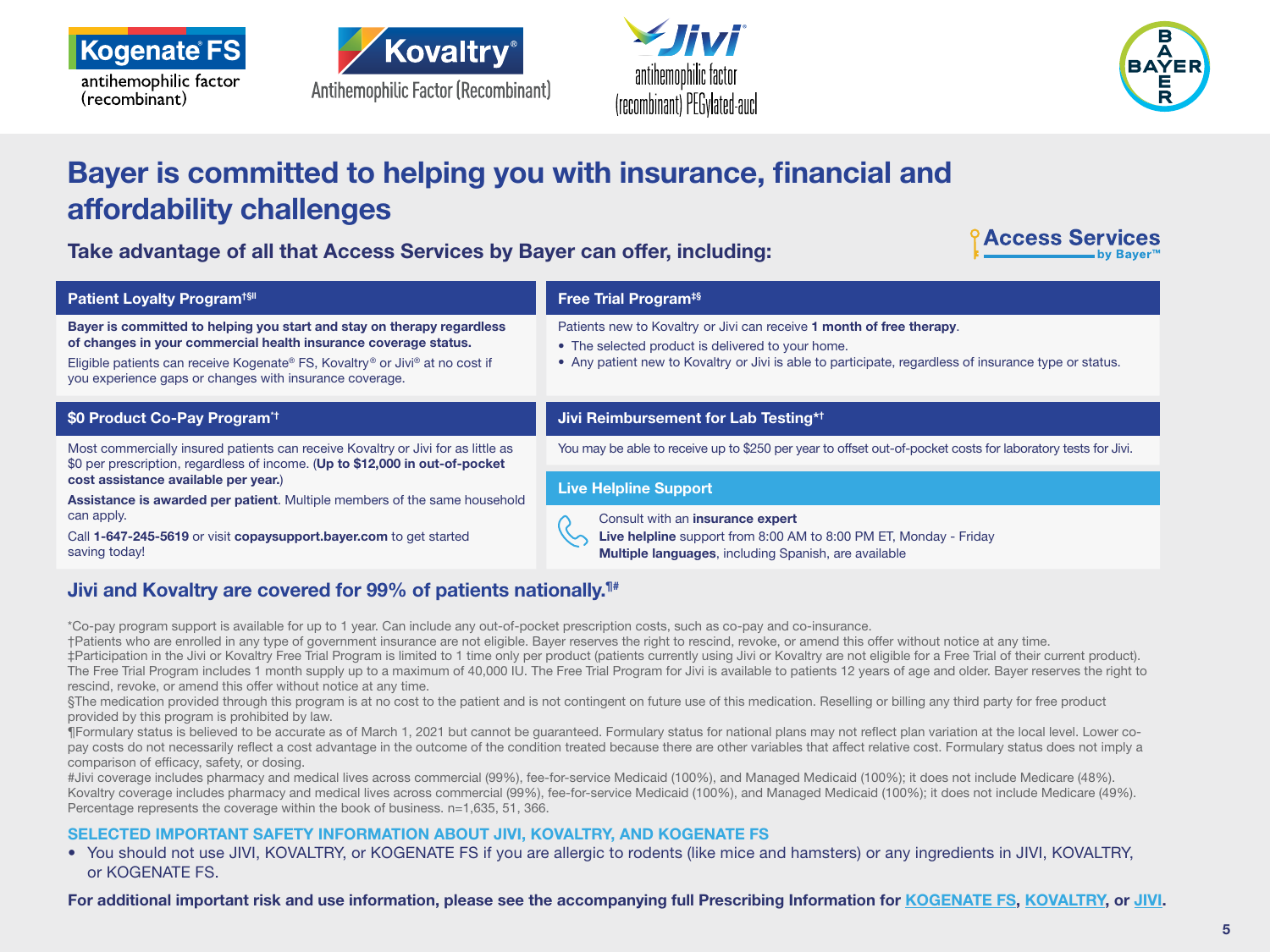Kogenate® FS antihemophilic factor (recombinant)

Kovaltry® Antihemophilic Factor (Recombinant)

Jivi® antihemophilic factor (recombinant) PEGylated-aucl

BAYER

# Bayer is committed to helping you with insurance, financial and affordability challenges

## Take advantage of all that Access Services by Bayer can offer, including:

Access Services by Bayer™

### Patient Loyalty Program†§‖

**Bayer is committed to helping you start and stay on therapy regardless of changes in your commercial health insurance coverage status.**

Eligible patients can receive Kogenate® FS, Kovaltry® or Jivi® at no cost if you experience gaps or changes with insurance coverage.

### Free Trial Program‡§

Patients new to Kovaltry or Jivi can receive **1 month of free therapy**.

- The selected product is delivered to your home.
- Any patient new to Kovaltry or Jivi is able to participate, regardless of insurance type or status.

### $0 Product Co-Pay Program*†

Most commercially insured patients can receive Kovaltry or Jivi for as little as $0 per prescription, regardless of income. (**Up to $12,000 in out-of-pocket cost assistance available per year.**)

**Assistance is awarded per patient**. Multiple members of the same household can apply.

Call **1-647-245-5619** or visit **copaysupport.bayer.com** to get started saving today!

### Jivi Reimbursement for Lab Testing*†

You may be able to receive up to $250 per year to offset out-of-pocket costs for laboratory tests for Jivi.

### Live Helpline Support

Consult with an **insurance expert**

**Live helpline** support from 8:00 AM to 8:00 PM ET, Monday - Friday

**Multiple languages**, including Spanish, are available

## Jivi and Kovaltry are covered for 99% of patients nationally.¶#

*Co-pay program support is available for up to 1 year. Can include any out-of-pocket prescription costs, such as co-pay and co-insurance.

†Patients who are enrolled in any type of government insurance are not eligible. Bayer reserves the right to rescind, revoke, or amend this offer without notice at any time.

‡Participation in the Jivi or Kovaltry Free Trial Program is limited to 1 time only per product (patients currently using Jivi or Kovaltry are not eligible for a Free Trial of their current product). The Free Trial Program includes 1 month supply up to a maximum of 40,000 IU. The Free Trial Program for Jivi is available to patients 12 years of age and older. Bayer reserves the right to rescind, revoke, or amend this offer without notice at any time.

§The medication provided through this program is at no cost to the patient and is not contingent on future use of this medication. Reselling or billing any third party for free product provided by this program is prohibited by law.

¶Formulary status is believed to be accurate as of March 1, 2021 but cannot be guaranteed. Formulary status for national plans may not reflect plan variation at the local level. Lower co-pay costs do not necessarily reflect a cost advantage in the outcome of the condition treated because there are other variables that affect relative cost. Formulary status does not imply a comparison of efficacy, safety, or dosing.

#Jivi coverage includes pharmacy and medical lives across commercial (99%), fee-for-service Medicaid (100%), and Managed Medicaid (100%); it does not include Medicare (48%). Kovaltry coverage includes pharmacy and medical lives across commercial (99%), fee-for-service Medicaid (100%), and Managed Medicaid (100%); it does not include Medicare (49%). Percentage represents the coverage within the book of business. n=1,635, 51, 366.

### SELECTED IMPORTANT SAFETY INFORMATION ABOUT JIVI, KOVALTRY, AND KOGENATE FS

- You should not use JIVI, KOVALTRY, or KOGENATE FS if you are allergic to rodents (like mice and hamsters) or any ingredients in JIVI, KOVALTRY, or KOGENATE FS.

**For additional important risk and use information, please see the accompanying full Prescribing Information for KOGENATE FS, KOVALTRY, or JIVI.**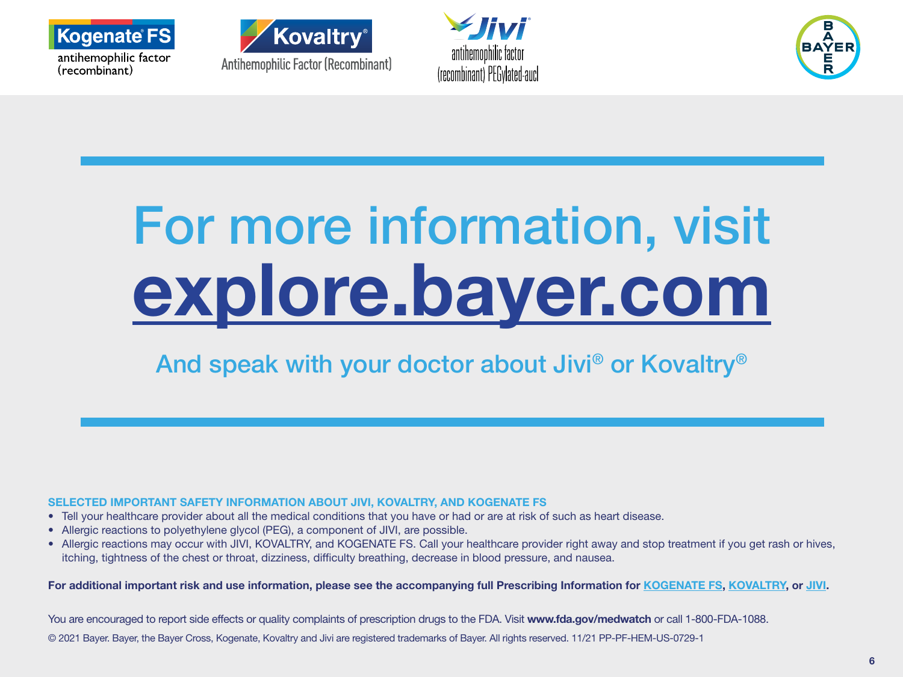Kogenate® FS antihemophilic factor (recombinant)

Kovaltry® Antihemophilic Factor (Recombinant)

Jivi® antihemophilic factor (recombinant) PEGylated-aucl

BAYER

# For more information, visit explore.bayer.com

And speak with your doctor about Jivi® or Kovaltry®

**SELECTED IMPORTANT SAFETY INFORMATION ABOUT JIVI, KOVALTRY, AND KOGENATE FS**

- Tell your healthcare provider about all the medical conditions that you have or had or are at risk of such as heart disease.
- Allergic reactions to polyethylene glycol (PEG), a component of JIVI, are possible.
- Allergic reactions may occur with JIVI, KOVALTRY, and KOGENATE FS. Call your healthcare provider right away and stop treatment if you get rash or hives, itching, tightness of the chest or throat, dizziness, difficulty breathing, decrease in blood pressure, and nausea.

**For additional important risk and use information, please see the accompanying full Prescribing Information for KOGENATE FS, KOVALTRY, or JIVI.**

You are encouraged to report side effects or quality complaints of prescription drugs to the FDA. Visit **www.fda.gov/medwatch** or call 1-800-FDA-1088.

© 2021 Bayer. Bayer, the Bayer Cross, Kogenate, Kovaltry and Jivi are registered trademarks of Bayer. All rights reserved. 11/21 PP-PF-HEM-US-0729-1